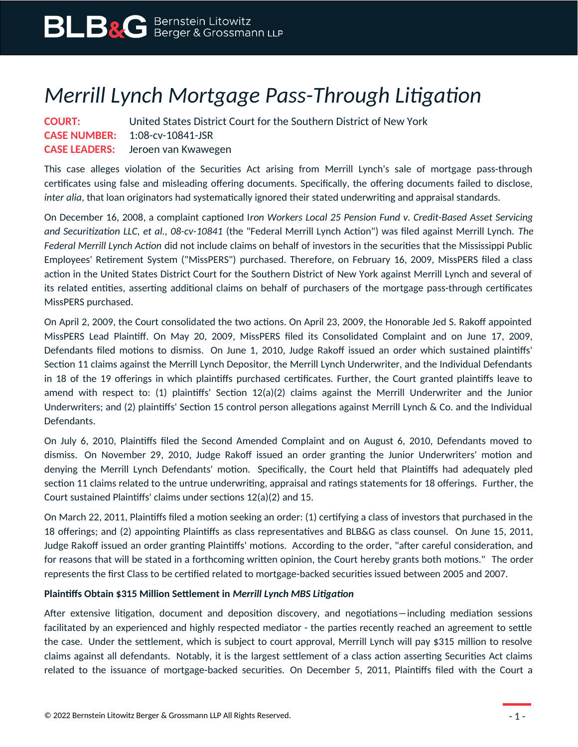# Merrill Lynch Mortgage Pass-Through Litigation

**COURT:** United States District Court for the Southern District of New York
**CASE NUMBER:** 1:08-cv-10841-JSR
**CASE LEADERS:** Jeroen van Kwawegen

This case alleges violation of the Securities Act arising from Merrill Lynch's sale of mortgage pass-through certificates using false and misleading offering documents. Specifically, the offering documents failed to disclose, *inter alia*, that loan originators had systematically ignored their stated underwriting and appraisal standards.

On December 16, 2008, a complaint captioned I*ron Workers Local 25 Pension Fund v. Credit-Based Asset Servicing and Securitization LLC, et al., 08-cv-10841* (the "Federal Merrill Lynch Action") was filed against Merrill Lynch. *The Federal Merrill Lynch Action* did not include claims on behalf of investors in the securities that the Mississippi Public Employees' Retirement System ("MissPERS") purchased. Therefore, on February 16, 2009, MissPERS filed a class action in the United States District Court for the Southern District of New York against Merrill Lynch and several of its related entities, asserting additional claims on behalf of purchasers of the mortgage pass-through certificates MissPERS purchased.

On April 2, 2009, the Court consolidated the two actions. On April 23, 2009, the Honorable Jed S. Rakoff appointed MissPERS Lead Plaintiff. On May 20, 2009, MissPERS filed its Consolidated Complaint and on June 17, 2009, Defendants filed motions to dismiss. On June 1, 2010, Judge Rakoff issued an order which sustained plaintiffs' Section 11 claims against the Merrill Lynch Depositor, the Merrill Lynch Underwriter, and the Individual Defendants in 18 of the 19 offerings in which plaintiffs purchased certificates. Further, the Court granted plaintiffs leave to amend with respect to: (1) plaintiffs' Section 12(a)(2) claims against the Merrill Underwriter and the Junior Underwriters; and (2) plaintiffs' Section 15 control person allegations against Merrill Lynch & Co. and the Individual Defendants.

On July 6, 2010, Plaintiffs filed the Second Amended Complaint and on August 6, 2010, Defendants moved to dismiss. On November 29, 2010, Judge Rakoff issued an order granting the Junior Underwriters' motion and denying the Merrill Lynch Defendants' motion. Specifically, the Court held that Plaintiffs had adequately pled section 11 claims related to the untrue underwriting, appraisal and ratings statements for 18 offerings. Further, the Court sustained Plaintiffs' claims under sections 12(a)(2) and 15.

On March 22, 2011, Plaintiffs filed a motion seeking an order: (1) certifying a class of investors that purchased in the 18 offerings; and (2) appointing Plaintiffs as class representatives and BLB&G as class counsel. On June 15, 2011, Judge Rakoff issued an order granting Plaintiffs' motions. According to the order, "after careful consideration, and for reasons that will be stated in a forthcoming written opinion, the Court hereby grants both motions." The order represents the first Class to be certified related to mortgage-backed securities issued between 2005 and 2007.

**Plaintiffs Obtain $315 Million Settlement in *Merrill Lynch MBS Litigation***

After extensive litigation, document and deposition discovery, and negotiations—including mediation sessions facilitated by an experienced and highly respected mediator - the parties recently reached an agreement to settle the case. Under the settlement, which is subject to court approval, Merrill Lynch will pay $315 million to resolve claims against all defendants. Notably, it is the largest settlement of a class action asserting Securities Act claims related to the issuance of mortgage-backed securities. On December 5, 2011, Plaintiffs filed with the Court a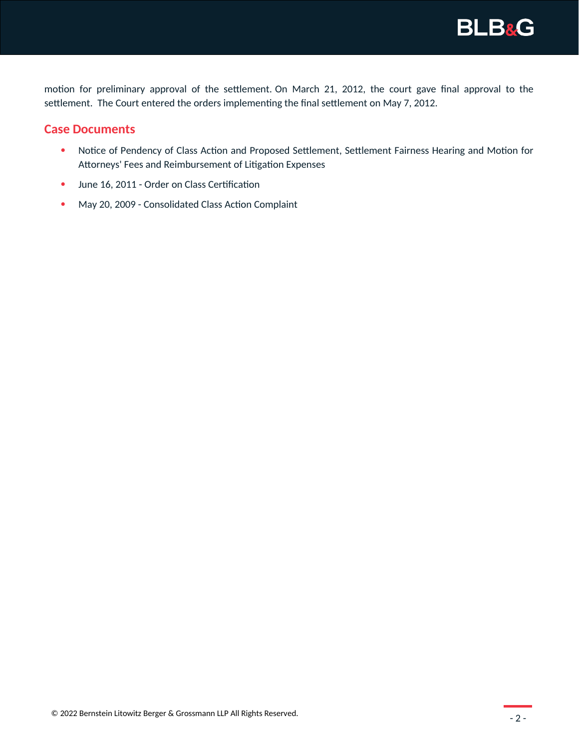motion for preliminary approval of the settlement. On March 21, 2012, the court gave final approval to the settlement. The Court entered the orders implementing the final settlement on May 7, 2012.

## Case Documents

- Notice of Pendency of Class Action and Proposed Settlement, Settlement Fairness Hearing and Motion for Attorneys' Fees and Reimbursement of Litigation Expenses
- June 16, 2011 - Order on Class Certification
- May 20, 2009 - Consolidated Class Action Complaint

© 2022 Bernstein Litowitz Berger & Grossmann LLP All Rights Reserved.